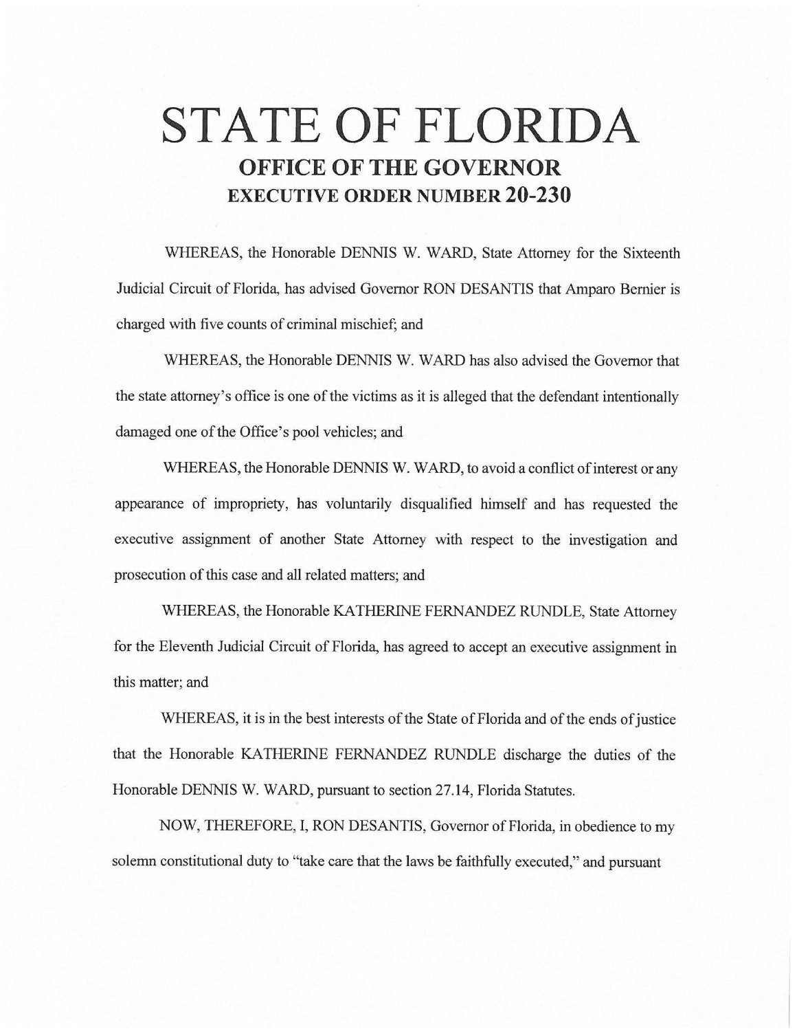# STATE OF FLORIDA

## OFFICE OF THE GOVERNOR

## EXECUTIVE ORDER NUMBER 20-230

WHEREAS, the Honorable DENNIS W. WARD, State Attorney for the Sixteenth Judicial Circuit of Florida, has advised Governor RON DESANTIS that Amparo Bernier is charged with five counts of criminal mischief; and

WHEREAS, the Honorable DENNIS W. WARD has also advised the Governor that the state attorney's office is one of the victims as it is alleged that the defendant intentionally damaged one of the Office's pool vehicles; and

WHEREAS, the Honorable DENNIS W. WARD, to avoid a conflict of interest or any appearance of impropriety, has voluntarily disqualified himself and has requested the executive assignment of another State Attorney with respect to the investigation and prosecution of this case and all related matters; and

WHEREAS, the Honorable KATHERINE FERNANDEZ RUNDLE, State Attorney for the Eleventh Judicial Circuit of Florida, has agreed to accept an executive assignment in this matter; and

WHEREAS, it is in the best interests of the State of Florida and of the ends of justice that the Honorable KATHERINE FERNANDEZ RUNDLE discharge the duties of the Honorable DENNIS W. WARD, pursuant to section 27.14, Florida Statutes.

NOW, THEREFORE, I, RON DESANTIS, Governor of Florida, in obedience to my solemn constitutional duty to "take care that the laws be faithfully executed," and pursuant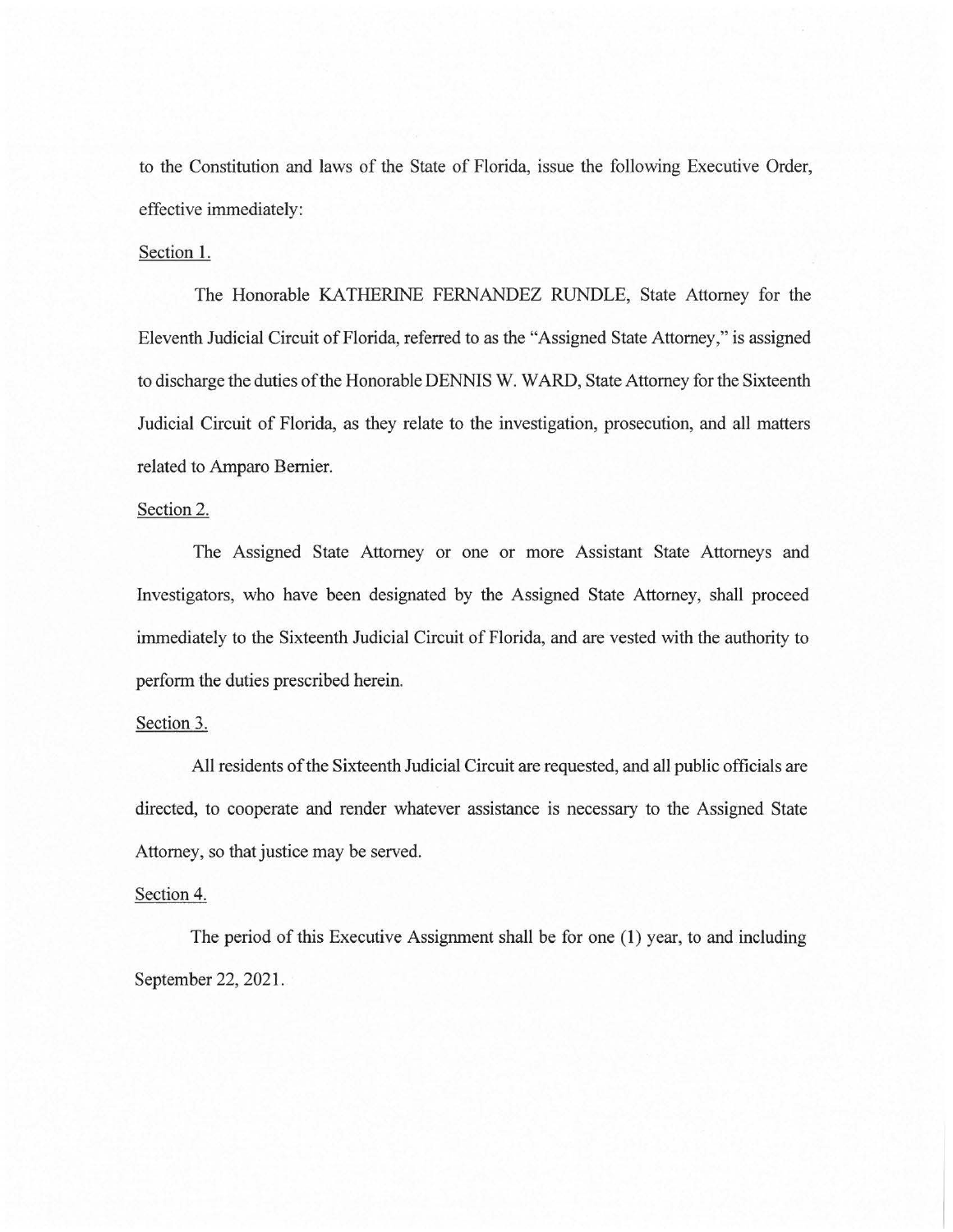to the Constitution and laws of the State of Florida, issue the following Executive Order, effective immediately:

Section 1.

The Honorable KATHERINE FERNANDEZ RUNDLE, State Attorney for the Eleventh Judicial Circuit of Florida, referred to as the "Assigned State Attorney," is assigned to discharge the duties of the Honorable DENNIS W. WARD, State Attorney for the Sixteenth Judicial Circuit of Florida, as they relate to the investigation, prosecution, and all matters related to Amparo Bernier.

Section 2.

The Assigned State Attorney or one or more Assistant State Attorneys and Investigators, who have been designated by the Assigned State Attorney, shall proceed immediately to the Sixteenth Judicial Circuit of Florida, and are vested with the authority to perform the duties prescribed herein.

Section 3.

All residents of the Sixteenth Judicial Circuit are requested, and all public officials are directed, to cooperate and render whatever assistance is necessary to the Assigned State Attorney, so that justice may be served.

Section 4.

The period of this Executive Assignment shall be for one (1) year, to and including September 22, 2021.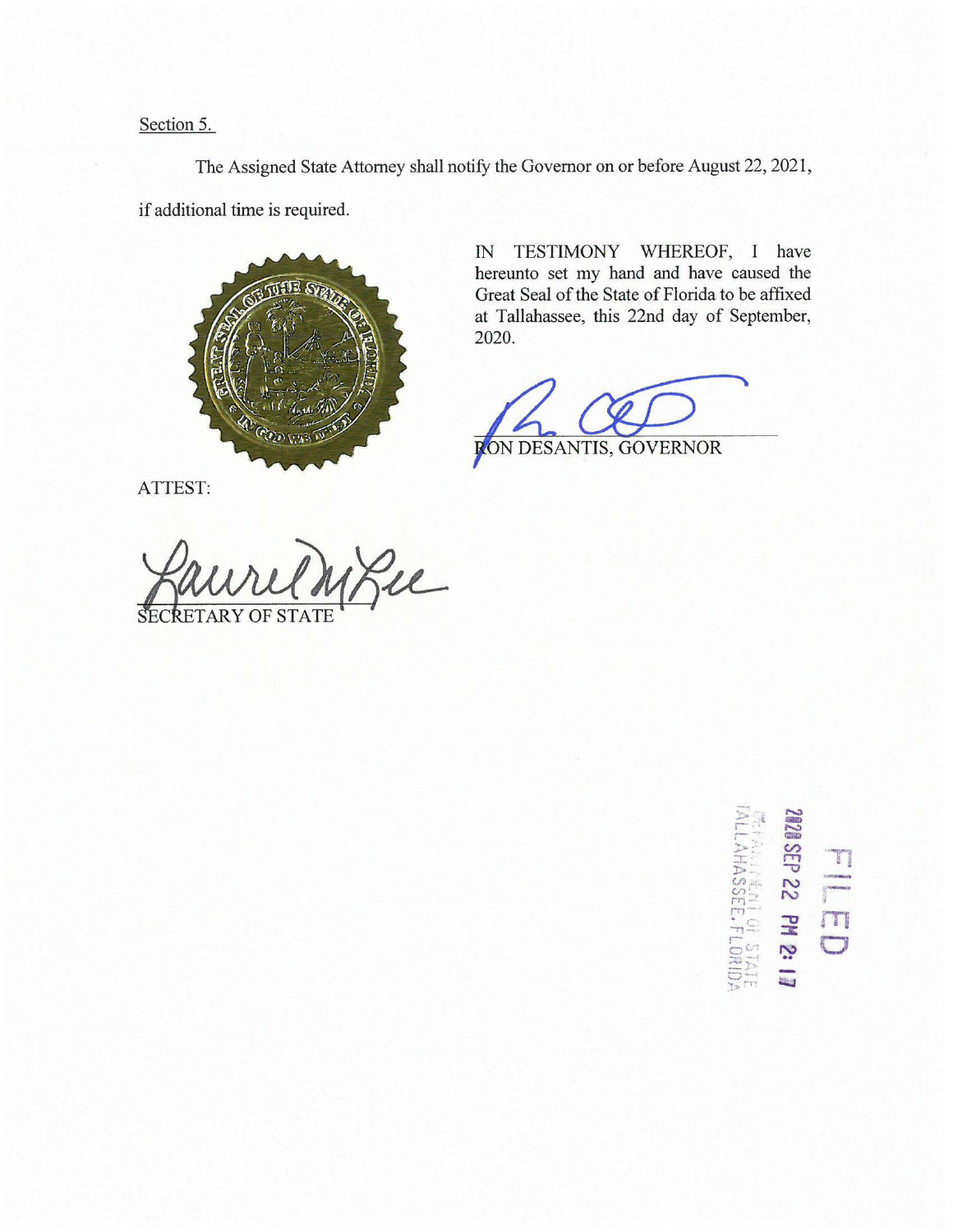Section 5.

The Assigned State Attorney shall notify the Governor on or before August 22, 2021, if additional time is required.

IN TESTIMONY WHEREOF, I have hereunto set my hand and have caused the Great Seal of the State of Florida to be affixed at Tallahassee, this 22nd day of September, 2020.

RON DESANTIS, GOVERNOR

ATTEST:

SECRETARY OF STATE

FILED

2020 SEP 22 PM 2:17

DEPARTMENT OF STATE
TALLAHASSEE, FLORIDA